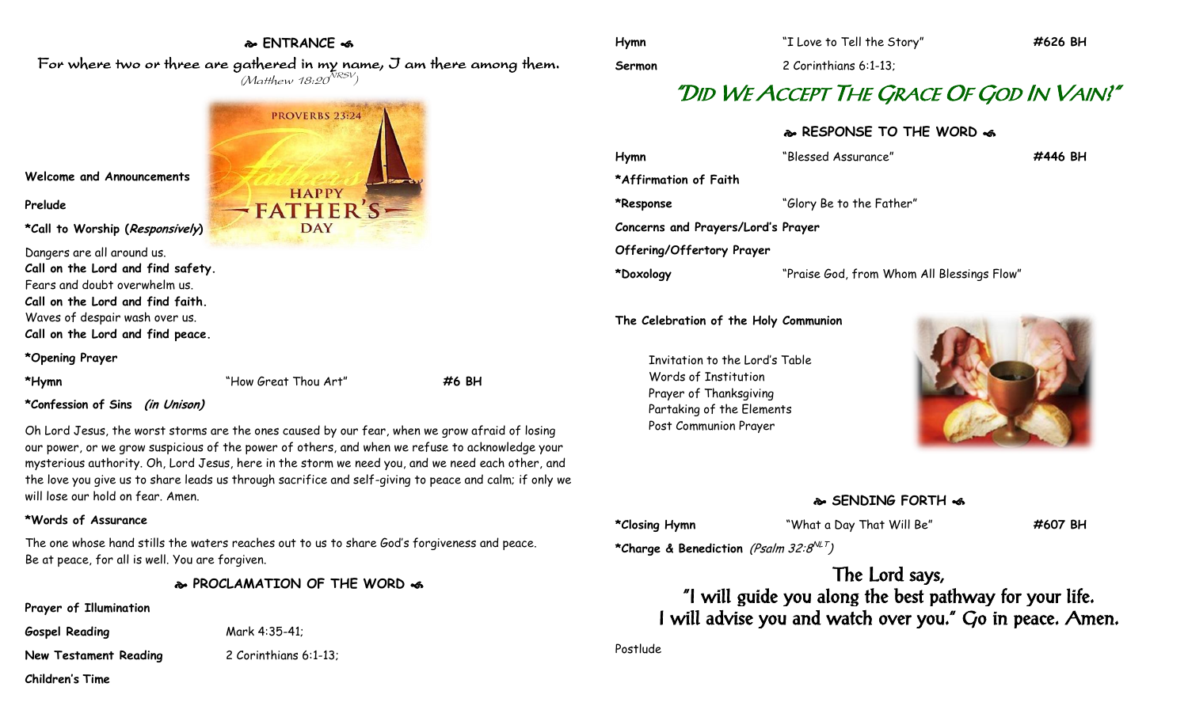## ENTRANCE

For where two or three are gathered in my name, I am there among them.
*(Matthew 18:20 NRSV)*

PROVERBS 23:24 — HAPPY FATHER'S DAY

**Welcome and Announcements**

**Prelude**

**\*Call to Worship (*Responsively*)**

Dangers are all around us.
**Call on the Lord and find safety.**
Fears and doubt overwhelm us.
**Call on the Lord and find faith.**
Waves of despair wash over us.
**Call on the Lord and find peace.**

**\*Opening Prayer**

**\*Hymn** "How Great Thou Art" **#6 BH**

**\*Confession of Sins** ***(in Unison)***

Oh Lord Jesus, the worst storms are the ones caused by our fear, when we grow afraid of losing our power, or we grow suspicious of the power of others, and when we refuse to acknowledge your mysterious authority. Oh, Lord Jesus, here in the storm we need you, and we need each other, and the love you give us to share leads us through sacrifice and self-giving to peace and calm; if only we will lose our hold on fear. Amen.

**\*Words of Assurance**

The one whose hand stills the waters reaches out to us to share God's forgiveness and peace. Be at peace, for all is well. You are forgiven.

## PROCLAMATION OF THE WORD

**Prayer of Illumination**

**Gospel Reading** Mark 4:35-41;

**New Testament Reading** 2 Corinthians 6:1-13;

**Children's Time**

**Hymn** "I Love to Tell the Story" **#626 BH**

**Sermon** 2 Corinthians 6:1-13;

# "Did We Accept The Grace Of God In Vain?"

## RESPONSE TO THE WORD

**Hymn** "Blessed Assurance" **#446 BH**

**\*Affirmation of Faith**

**\*Response** "Glory Be to the Father"

**Concerns and Prayers/Lord's Prayer**

**Offering/Offertory Prayer**

**\*Doxology** "Praise God, from Whom All Blessings Flow"

**The Celebration of the Holy Communion**

Invitation to the Lord's Table
Words of Institution
Prayer of Thanksgiving
Partaking of the Elements
Post Communion Prayer

## SENDING FORTH

**\*Closing Hymn** "What a Day That Will Be" **#607 BH**

**\*Charge & Benediction** *(Psalm 32:8 NLT)*

**The Lord says,**
**"I will guide you along the best pathway for your life.**
**I will advise you and watch over you." Go in peace. Amen.**

Postlude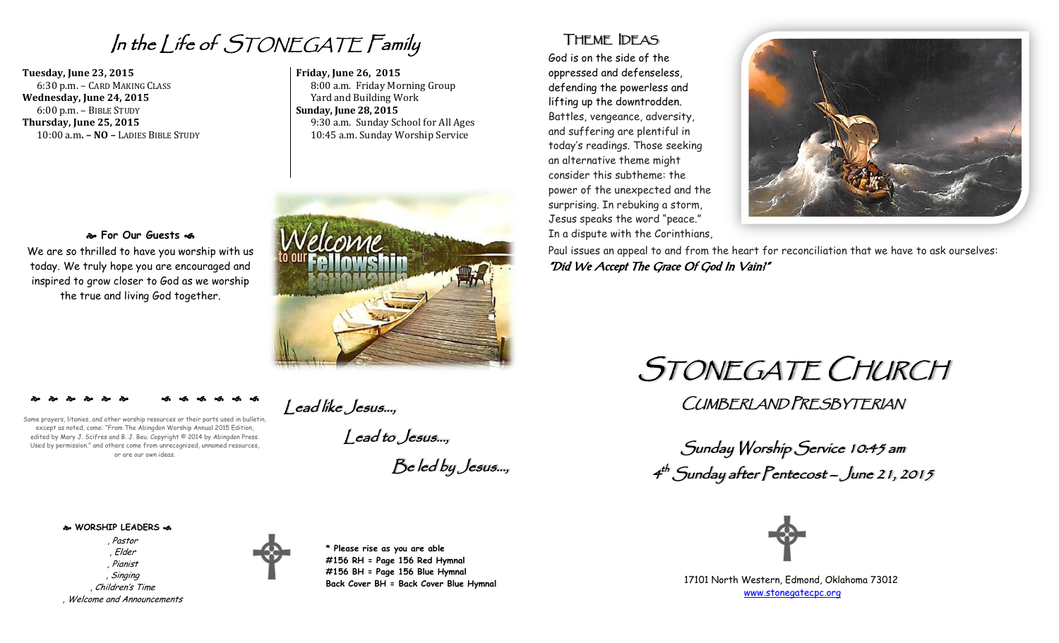# In the Life of STONEGATE Family

**Tuesday, June 23, 2015**
6:30 p.m. – CARD MAKING CLASS

**Wednesday, June 24, 2015**
6:00 p.m. – BIBLE STUDY

**Thursday, June 25, 2015**
10:00 a.m. – **NO** – LADIES BIBLE STUDY

**Friday, June 26, 2015**
8:00 a.m. Friday Morning Group
Yard and Building Work

**Sunday, June 28, 2015**
9:30 a.m. Sunday School for All Ages
10:45 a.m. Sunday Worship Service

## Theme Ideas

God is on the side of the oppressed and defenseless, defending the powerless and lifting up the downtrodden. Battles, vengeance, adversity, and suffering are plentiful in today's readings. Those seeking an alternative theme might consider this subtheme: the power of the unexpected and the surprising. In rebuking a storm, Jesus speaks the word "peace." In a dispute with the Corinthians, Paul issues an appeal to and from the heart for reconciliation that we have to ask ourselves: *"Did We Accept The Grace Of God In Vain?"*

### For Our Guests

We are so thrilled to have you worship with us today. We truly hope you are encouraged and inspired to grow closer to God as we worship the true and living God together.

Welcome to our Fellowship

Some prayers, litanies, and other worship resources or their parts used in bulletin, except as noted, come: "From The Abingdon Worship Annual 2015 Edition, edited by Mary J. Scifres and B. J. Beu. Copyright © 2014 by Abingdon Press. Used by permission." and others come from unrecognized, unnamed resources, or are our own ideas.

*Lead like Jesus...,*
*Lead to Jesus...,*
*Be led by Jesus...,*

### WORSHIP LEADERS

*, Pastor*
*, Elder*
*, Pianist*
*, Singing*
*, Children's Time*
*, Welcome and Announcements*

**\* Please rise as you are able**
**#156 RH = Page 156 Red Hymnal**
**#156 BH = Page 156 Blue Hymnal**
**Back Cover BH = Back Cover Blue Hymnal**

# STONEGATE CHURCH

## CUMBERLAND PRESBYTERIAN

*Sunday Worship Service 10:45 am*

*4th Sunday after Pentecost – June 21, 2015*

17101 North Western, Edmond, Oklahoma 73012
www.stonegatecpc.org